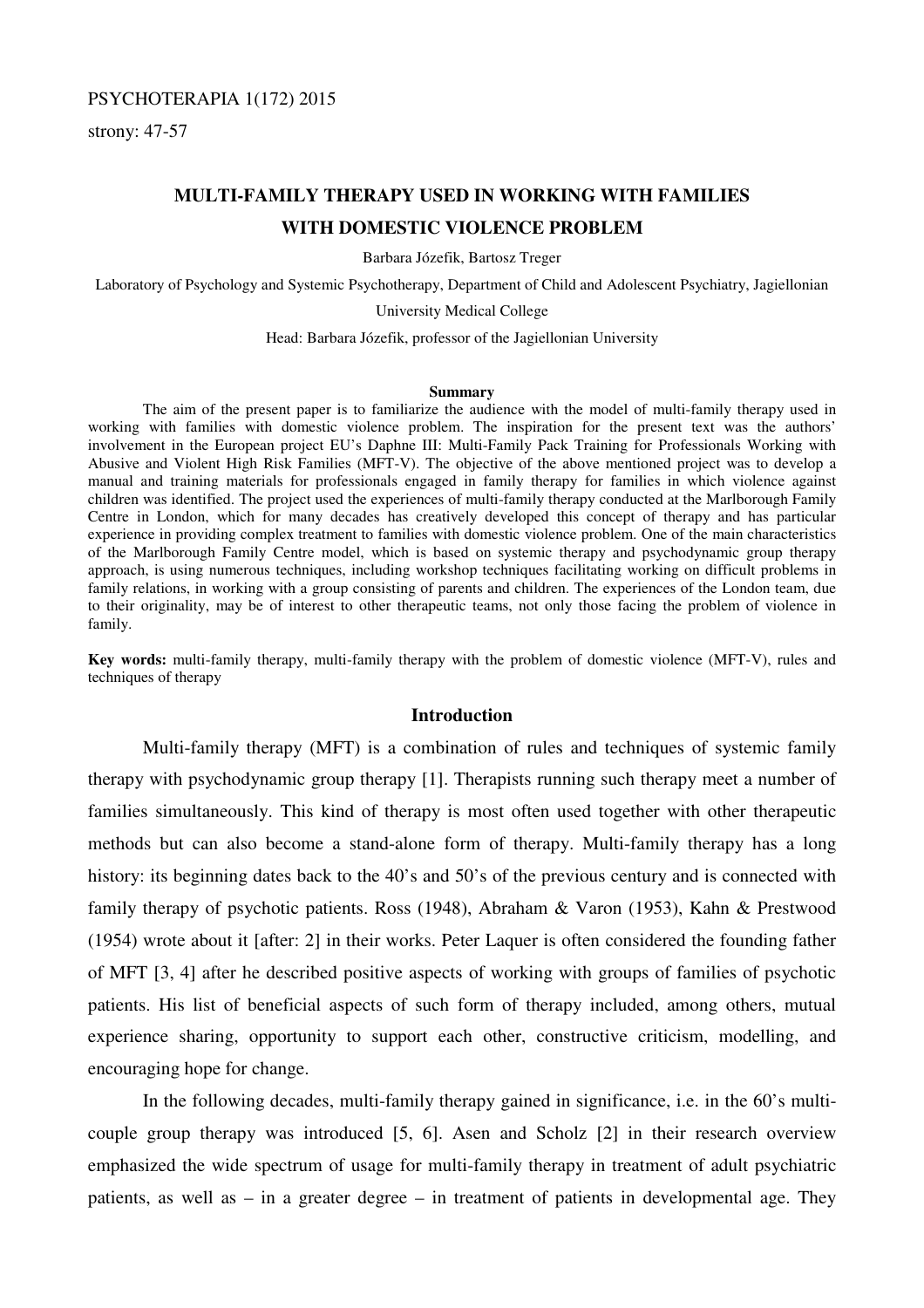# MULTI-FAMILY THERAPY USED IN WORKING WITH FAMILIES WITH DOMESTIC VIOLENCE PROBLEM

Barbara Józefik, Bartosz Treger

Laboratory of Psychology and Systemic Psychotherapy, Department of Child and Adolescent Psychiatry, Jagiellonian University Medical College

Head: Barbara Józefik, professor of the Jagiellonian University

**Summary**

The aim of the present paper is to familiarize the audience with the model of multi-family therapy used in working with families with domestic violence problem. The inspiration for the present text was the authors' involvement in the European project EU's Daphne III: Multi-Family Pack Training for Professionals Working with Abusive and Violent High Risk Families (MFT-V). The objective of the above mentioned project was to develop a manual and training materials for professionals engaged in family therapy for families in which violence against children was identified. The project used the experiences of multi-family therapy conducted at the Marlborough Family Centre in London, which for many decades has creatively developed this concept of therapy and has particular experience in providing complex treatment to families with domestic violence problem. One of the main characteristics of the Marlborough Family Centre model, which is based on systemic therapy and psychodynamic group therapy approach, is using numerous techniques, including workshop techniques facilitating working on difficult problems in family relations, in working with a group consisting of parents and children. The experiences of the London team, due to their originality, may be of interest to other therapeutic teams, not only those facing the problem of violence in family.

**Key words:** multi-family therapy, multi-family therapy with the problem of domestic violence (MFT-V), rules and techniques of therapy

## Introduction

Multi-family therapy (MFT) is a combination of rules and techniques of systemic family therapy with psychodynamic group therapy [1]. Therapists running such therapy meet a number of families simultaneously. This kind of therapy is most often used together with other therapeutic methods but can also become a stand-alone form of therapy. Multi-family therapy has a long history: its beginning dates back to the 40's and 50's of the previous century and is connected with family therapy of psychotic patients. Ross (1948), Abraham & Varon (1953), Kahn & Prestwood (1954) wrote about it [after: 2] in their works. Peter Laquer is often considered the founding father of MFT [3, 4] after he described positive aspects of working with groups of families of psychotic patients. His list of beneficial aspects of such form of therapy included, among others, mutual experience sharing, opportunity to support each other, constructive criticism, modelling, and encouraging hope for change.

In the following decades, multi-family therapy gained in significance, i.e. in the 60's multi-couple group therapy was introduced [5, 6]. Asen and Scholz [2] in their research overview emphasized the wide spectrum of usage for multi-family therapy in treatment of adult psychiatric patients, as well as – in a greater degree – in treatment of patients in developmental age. They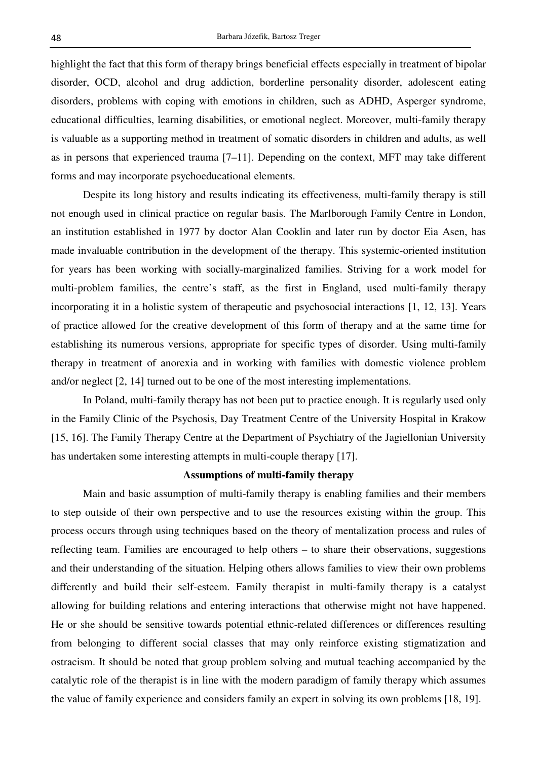highlight the fact that this form of therapy brings beneficial effects especially in treatment of bipolar disorder, OCD, alcohol and drug addiction, borderline personality disorder, adolescent eating disorders, problems with coping with emotions in children, such as ADHD, Asperger syndrome, educational difficulties, learning disabilities, or emotional neglect. Moreover, multi-family therapy is valuable as a supporting method in treatment of somatic disorders in children and adults, as well as in persons that experienced trauma [7–11]. Depending on the context, MFT may take different forms and may incorporate psychoeducational elements.

Despite its long history and results indicating its effectiveness, multi-family therapy is still not enough used in clinical practice on regular basis. The Marlborough Family Centre in London, an institution established in 1977 by doctor Alan Cooklin and later run by doctor Eia Asen, has made invaluable contribution in the development of the therapy. This systemic-oriented institution for years has been working with socially-marginalized families. Striving for a work model for multi-problem families, the centre's staff, as the first in England, used multi-family therapy incorporating it in a holistic system of therapeutic and psychosocial interactions [1, 12, 13]. Years of practice allowed for the creative development of this form of therapy and at the same time for establishing its numerous versions, appropriate for specific types of disorder. Using multi-family therapy in treatment of anorexia and in working with families with domestic violence problem and/or neglect [2, 14] turned out to be one of the most interesting implementations.

In Poland, multi-family therapy has not been put to practice enough. It is regularly used only in the Family Clinic of the Psychosis, Day Treatment Centre of the University Hospital in Krakow [15, 16]. The Family Therapy Centre at the Department of Psychiatry of the Jagiellonian University has undertaken some interesting attempts in multi-couple therapy [17].

## Assumptions of multi-family therapy

Main and basic assumption of multi-family therapy is enabling families and their members to step outside of their own perspective and to use the resources existing within the group. This process occurs through using techniques based on the theory of mentalization process and rules of reflecting team. Families are encouraged to help others – to share their observations, suggestions and their understanding of the situation. Helping others allows families to view their own problems differently and build their self-esteem. Family therapist in multi-family therapy is a catalyst allowing for building relations and entering interactions that otherwise might not have happened. He or she should be sensitive towards potential ethnic-related differences or differences resulting from belonging to different social classes that may only reinforce existing stigmatization and ostracism. It should be noted that group problem solving and mutual teaching accompanied by the catalytic role of the therapist is in line with the modern paradigm of family therapy which assumes the value of family experience and considers family an expert in solving its own problems [18, 19].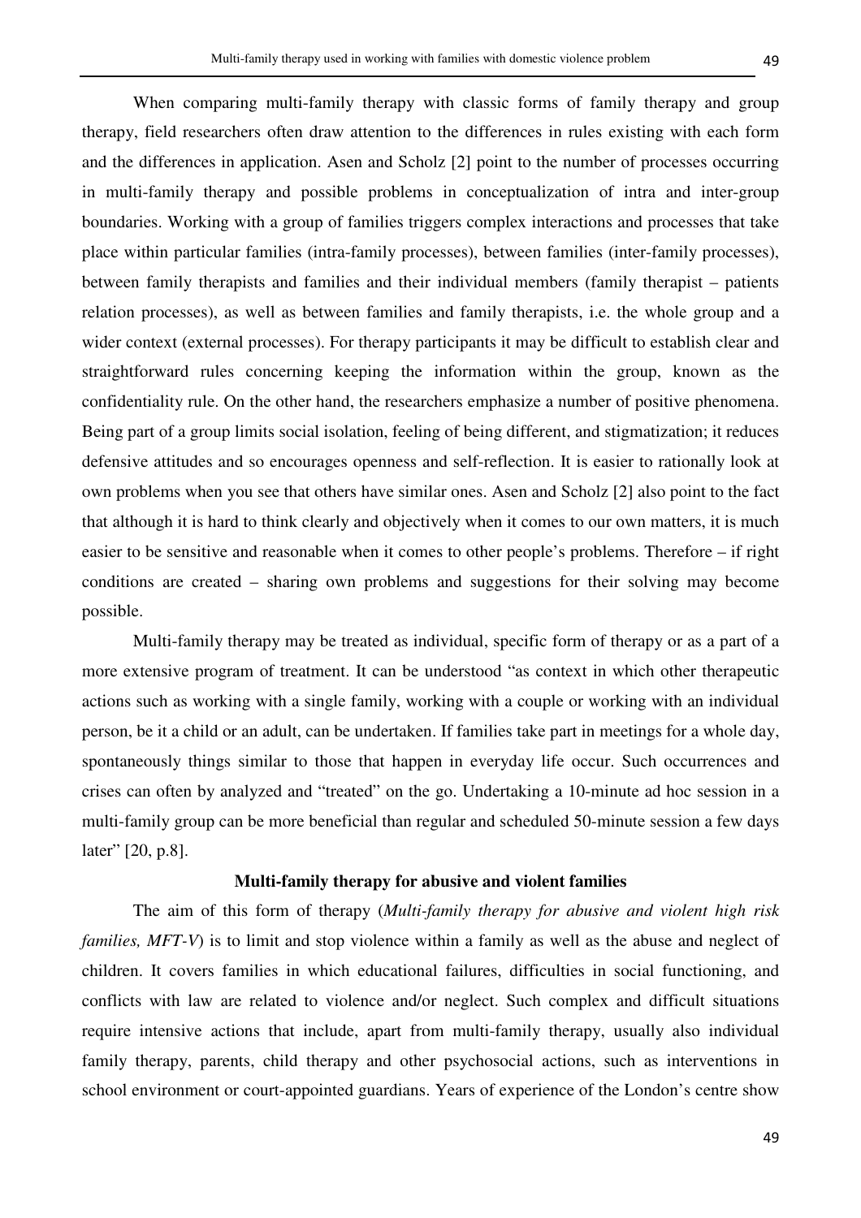When comparing multi-family therapy with classic forms of family therapy and group therapy, field researchers often draw attention to the differences in rules existing with each form and the differences in application. Asen and Scholz [2] point to the number of processes occurring in multi-family therapy and possible problems in conceptualization of intra and inter-group boundaries. Working with a group of families triggers complex interactions and processes that take place within particular families (intra-family processes), between families (inter-family processes), between family therapists and families and their individual members (family therapist – patients relation processes), as well as between families and family therapists, i.e. the whole group and a wider context (external processes). For therapy participants it may be difficult to establish clear and straightforward rules concerning keeping the information within the group, known as the confidentiality rule. On the other hand, the researchers emphasize a number of positive phenomena. Being part of a group limits social isolation, feeling of being different, and stigmatization; it reduces defensive attitudes and so encourages openness and self-reflection. It is easier to rationally look at own problems when you see that others have similar ones. Asen and Scholz [2] also point to the fact that although it is hard to think clearly and objectively when it comes to our own matters, it is much easier to be sensitive and reasonable when it comes to other people's problems. Therefore – if right conditions are created – sharing own problems and suggestions for their solving may become possible.

Multi-family therapy may be treated as individual, specific form of therapy or as a part of a more extensive program of treatment. It can be understood "as context in which other therapeutic actions such as working with a single family, working with a couple or working with an individual person, be it a child or an adult, can be undertaken. If families take part in meetings for a whole day, spontaneously things similar to those that happen in everyday life occur. Such occurrences and crises can often by analyzed and "treated" on the go. Undertaking a 10-minute ad hoc session in a multi-family group can be more beneficial than regular and scheduled 50-minute session a few days later" [20, p.8].

### Multi-family therapy for abusive and violent families

The aim of this form of therapy (*Multi-family therapy for abusive and violent high risk families, MFT-V*) is to limit and stop violence within a family as well as the abuse and neglect of children. It covers families in which educational failures, difficulties in social functioning, and conflicts with law are related to violence and/or neglect. Such complex and difficult situations require intensive actions that include, apart from multi-family therapy, usually also individual family therapy, parents, child therapy and other psychosocial actions, such as interventions in school environment or court-appointed guardians. Years of experience of the London's centre show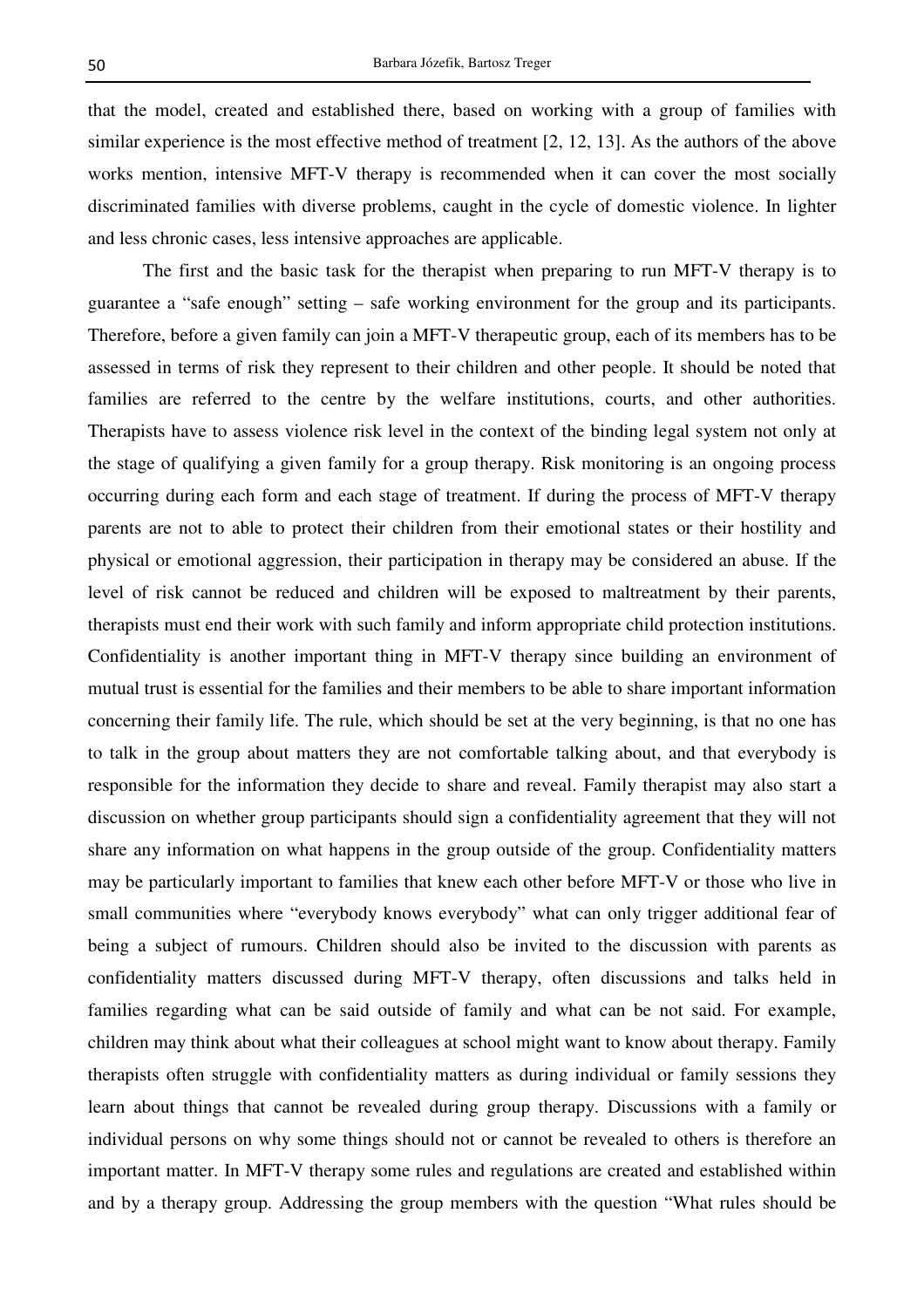that the model, created and established there, based on working with a group of families with similar experience is the most effective method of treatment [2, 12, 13]. As the authors of the above works mention, intensive MFT-V therapy is recommended when it can cover the most socially discriminated families with diverse problems, caught in the cycle of domestic violence. In lighter and less chronic cases, less intensive approaches are applicable.

The first and the basic task for the therapist when preparing to run MFT-V therapy is to guarantee a "safe enough" setting – safe working environment for the group and its participants. Therefore, before a given family can join a MFT-V therapeutic group, each of its members has to be assessed in terms of risk they represent to their children and other people. It should be noted that families are referred to the centre by the welfare institutions, courts, and other authorities. Therapists have to assess violence risk level in the context of the binding legal system not only at the stage of qualifying a given family for a group therapy. Risk monitoring is an ongoing process occurring during each form and each stage of treatment. If during the process of MFT-V therapy parents are not to able to protect their children from their emotional states or their hostility and physical or emotional aggression, their participation in therapy may be considered an abuse. If the level of risk cannot be reduced and children will be exposed to maltreatment by their parents, therapists must end their work with such family and inform appropriate child protection institutions. Confidentiality is another important thing in MFT-V therapy since building an environment of mutual trust is essential for the families and their members to be able to share important information concerning their family life. The rule, which should be set at the very beginning, is that no one has to talk in the group about matters they are not comfortable talking about, and that everybody is responsible for the information they decide to share and reveal. Family therapist may also start a discussion on whether group participants should sign a confidentiality agreement that they will not share any information on what happens in the group outside of the group. Confidentiality matters may be particularly important to families that knew each other before MFT-V or those who live in small communities where "everybody knows everybody" what can only trigger additional fear of being a subject of rumours. Children should also be invited to the discussion with parents as confidentiality matters discussed during MFT-V therapy, often discussions and talks held in families regarding what can be said outside of family and what can be not said. For example, children may think about what their colleagues at school might want to know about therapy. Family therapists often struggle with confidentiality matters as during individual or family sessions they learn about things that cannot be revealed during group therapy. Discussions with a family or individual persons on why some things should not or cannot be revealed to others is therefore an important matter. In MFT-V therapy some rules and regulations are created and established within and by a therapy group. Addressing the group members with the question "What rules should be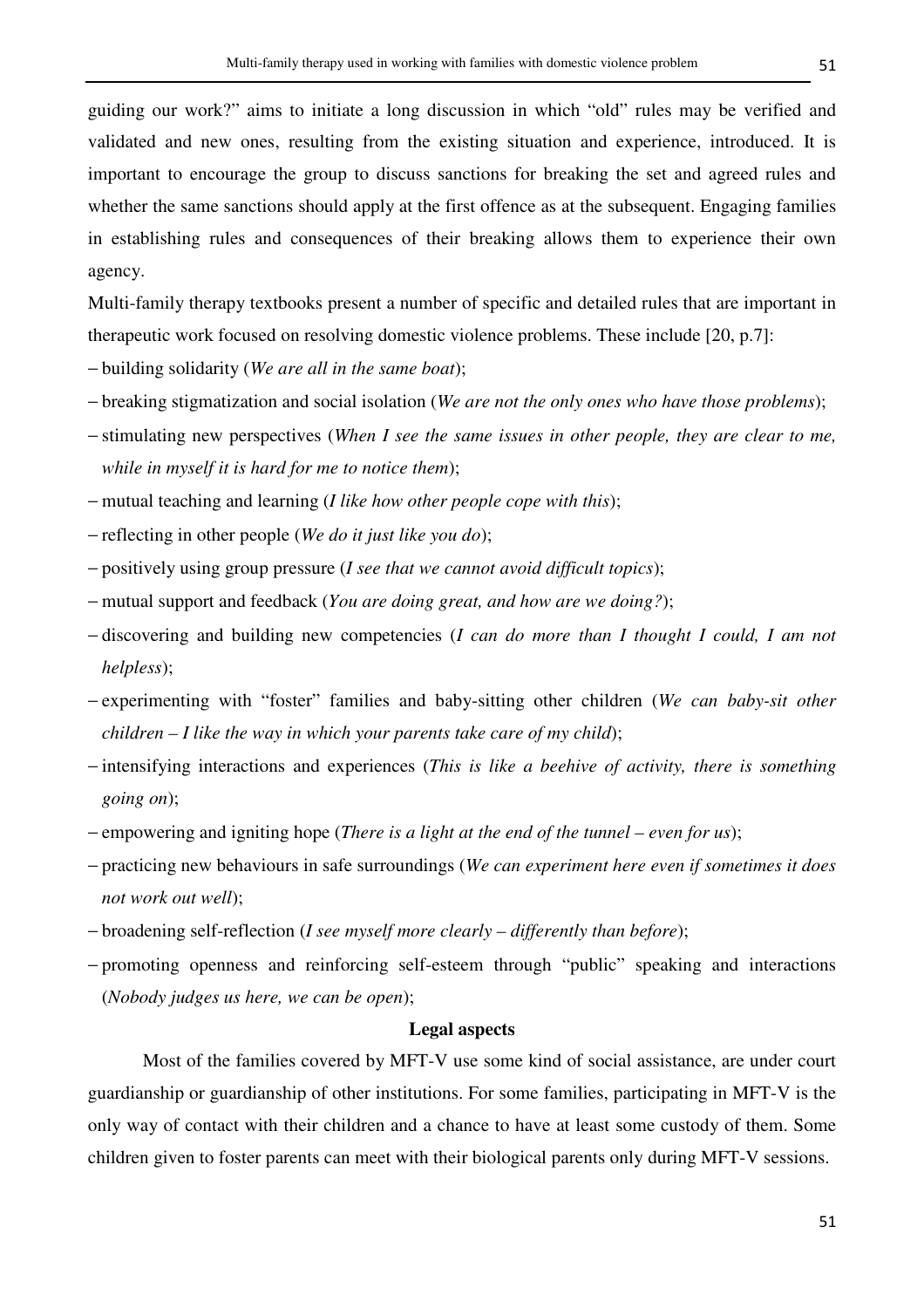guiding our work?" aims to initiate a long discussion in which "old" rules may be verified and validated and new ones, resulting from the existing situation and experience, introduced. It is important to encourage the group to discuss sanctions for breaking the set and agreed rules and whether the same sanctions should apply at the first offence as at the subsequent. Engaging families in establishing rules and consequences of their breaking allows them to experience their own agency.

Multi-family therapy textbooks present a number of specific and detailed rules that are important in therapeutic work focused on resolving domestic violence problems. These include [20, p.7]:

- building solidarity (*We are all in the same boat*);
- breaking stigmatization and social isolation (*We are not the only ones who have those problems*);
- stimulating new perspectives (*When I see the same issues in other people, they are clear to me, while in myself it is hard for me to notice them*);
- mutual teaching and learning (*I like how other people cope with this*);
- reflecting in other people (*We do it just like you do*);
- positively using group pressure (*I see that we cannot avoid difficult topics*);
- mutual support and feedback (*You are doing great, and how are we doing?*);
- discovering and building new competencies (*I can do more than I thought I could, I am not helpless*);
- experimenting with "foster" families and baby-sitting other children (*We can baby-sit other children – I like the way in which your parents take care of my child*);
- intensifying interactions and experiences (*This is like a beehive of activity, there is something going on*);
- empowering and igniting hope (*There is a light at the end of the tunnel – even for us*);
- practicing new behaviours in safe surroundings (*We can experiment here even if sometimes it does not work out well*);
- broadening self-reflection (*I see myself more clearly – differently than before*);
- promoting openness and reinforcing self-esteem through "public" speaking and interactions (*Nobody judges us here, we can be open*);

## Legal aspects

Most of the families covered by MFT-V use some kind of social assistance, are under court guardianship or guardianship of other institutions. For some families, participating in MFT-V is the only way of contact with their children and a chance to have at least some custody of them. Some children given to foster parents can meet with their biological parents only during MFT-V sessions.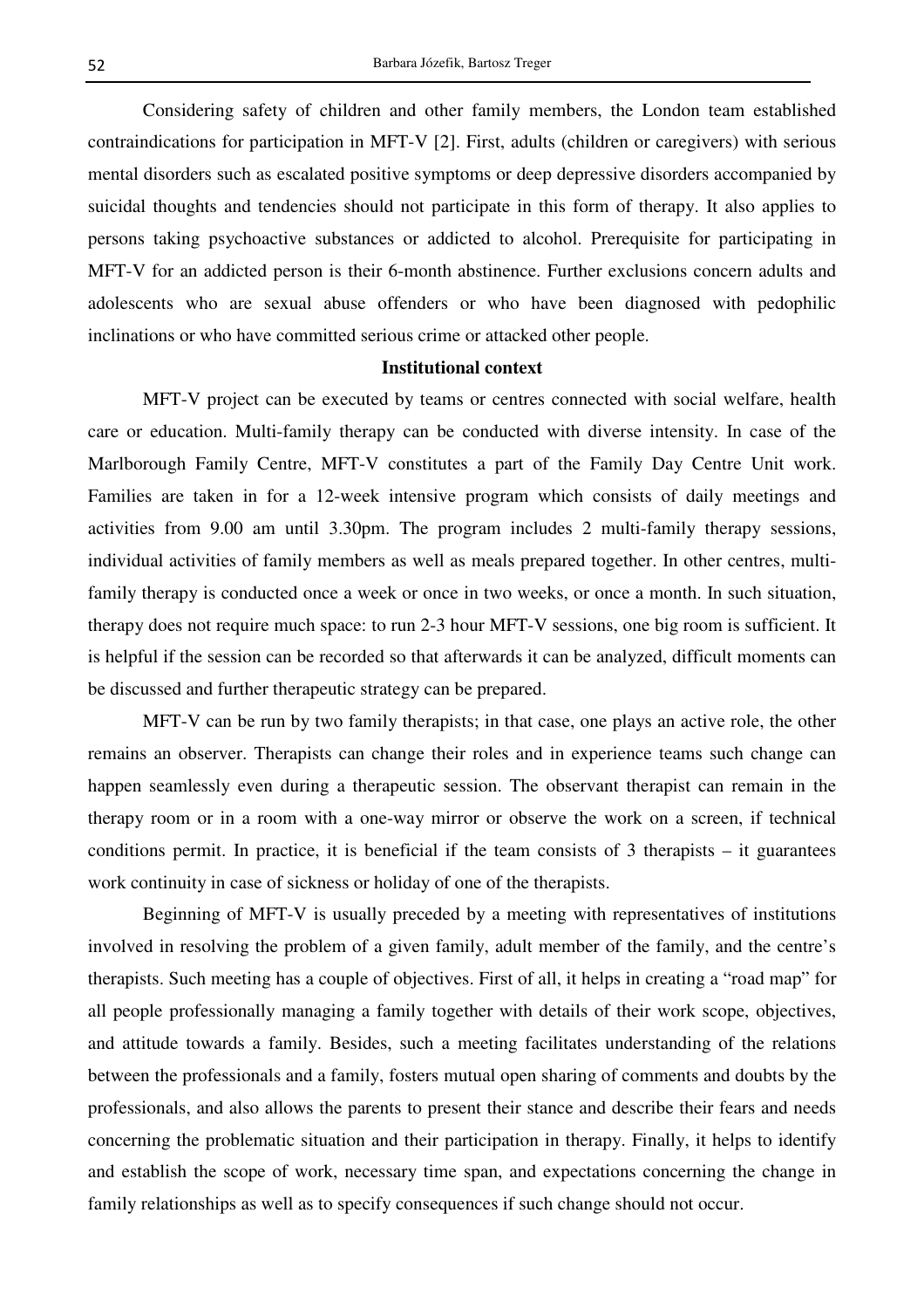Considering safety of children and other family members, the London team established contraindications for participation in MFT-V [2]. First, adults (children or caregivers) with serious mental disorders such as escalated positive symptoms or deep depressive disorders accompanied by suicidal thoughts and tendencies should not participate in this form of therapy. It also applies to persons taking psychoactive substances or addicted to alcohol. Prerequisite for participating in MFT-V for an addicted person is their 6-month abstinence. Further exclusions concern adults and adolescents who are sexual abuse offenders or who have been diagnosed with pedophilic inclinations or who have committed serious crime or attacked other people.

## Institutional context

MFT-V project can be executed by teams or centres connected with social welfare, health care or education. Multi-family therapy can be conducted with diverse intensity. In case of the Marlborough Family Centre, MFT-V constitutes a part of the Family Day Centre Unit work. Families are taken in for a 12-week intensive program which consists of daily meetings and activities from 9.00 am until 3.30pm. The program includes 2 multi-family therapy sessions, individual activities of family members as well as meals prepared together. In other centres, multi-family therapy is conducted once a week or once in two weeks, or once a month. In such situation, therapy does not require much space: to run 2-3 hour MFT-V sessions, one big room is sufficient. It is helpful if the session can be recorded so that afterwards it can be analyzed, difficult moments can be discussed and further therapeutic strategy can be prepared.

MFT-V can be run by two family therapists; in that case, one plays an active role, the other remains an observer. Therapists can change their roles and in experience teams such change can happen seamlessly even during a therapeutic session. The observant therapist can remain in the therapy room or in a room with a one-way mirror or observe the work on a screen, if technical conditions permit. In practice, it is beneficial if the team consists of 3 therapists – it guarantees work continuity in case of sickness or holiday of one of the therapists.

Beginning of MFT-V is usually preceded by a meeting with representatives of institutions involved in resolving the problem of a given family, adult member of the family, and the centre's therapists. Such meeting has a couple of objectives. First of all, it helps in creating a "road map" for all people professionally managing a family together with details of their work scope, objectives, and attitude towards a family. Besides, such a meeting facilitates understanding of the relations between the professionals and a family, fosters mutual open sharing of comments and doubts by the professionals, and also allows the parents to present their stance and describe their fears and needs concerning the problematic situation and their participation in therapy. Finally, it helps to identify and establish the scope of work, necessary time span, and expectations concerning the change in family relationships as well as to specify consequences if such change should not occur.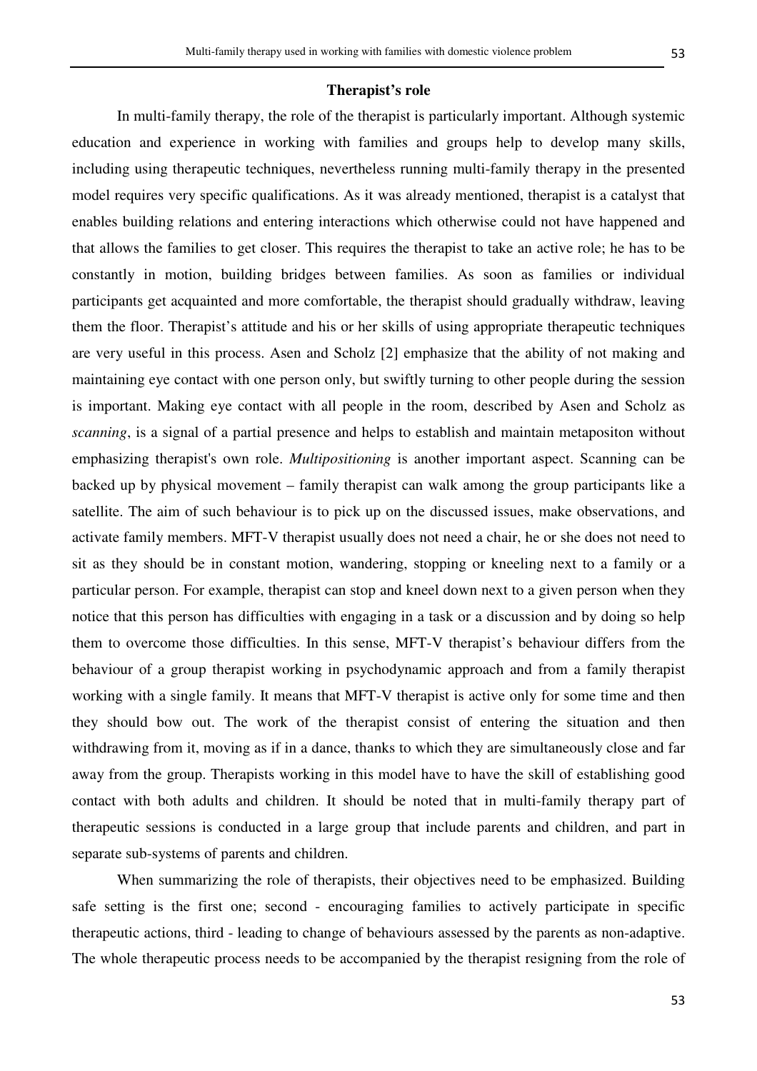### Therapist's role

In multi-family therapy, the role of the therapist is particularly important. Although systemic education and experience in working with families and groups help to develop many skills, including using therapeutic techniques, nevertheless running multi-family therapy in the presented model requires very specific qualifications. As it was already mentioned, therapist is a catalyst that enables building relations and entering interactions which otherwise could not have happened and that allows the families to get closer. This requires the therapist to take an active role; he has to be constantly in motion, building bridges between families. As soon as families or individual participants get acquainted and more comfortable, the therapist should gradually withdraw, leaving them the floor. Therapist's attitude and his or her skills of using appropriate therapeutic techniques are very useful in this process. Asen and Scholz [2] emphasize that the ability of not making and maintaining eye contact with one person only, but swiftly turning to other people during the session is important. Making eye contact with all people in the room, described by Asen and Scholz as *scanning*, is a signal of a partial presence and helps to establish and maintain metapositon without emphasizing therapist's own role. *Multipositioning* is another important aspect. Scanning can be backed up by physical movement – family therapist can walk among the group participants like a satellite. The aim of such behaviour is to pick up on the discussed issues, make observations, and activate family members. MFT-V therapist usually does not need a chair, he or she does not need to sit as they should be in constant motion, wandering, stopping or kneeling next to a family or a particular person. For example, therapist can stop and kneel down next to a given person when they notice that this person has difficulties with engaging in a task or a discussion and by doing so help them to overcome those difficulties. In this sense, MFT-V therapist's behaviour differs from the behaviour of a group therapist working in psychodynamic approach and from a family therapist working with a single family. It means that MFT-V therapist is active only for some time and then they should bow out. The work of the therapist consist of entering the situation and then withdrawing from it, moving as if in a dance, thanks to which they are simultaneously close and far away from the group. Therapists working in this model have to have the skill of establishing good contact with both adults and children. It should be noted that in multi-family therapy part of therapeutic sessions is conducted in a large group that include parents and children, and part in separate sub-systems of parents and children.

When summarizing the role of therapists, their objectives need to be emphasized. Building safe setting is the first one; second - encouraging families to actively participate in specific therapeutic actions, third - leading to change of behaviours assessed by the parents as non-adaptive. The whole therapeutic process needs to be accompanied by the therapist resigning from the role of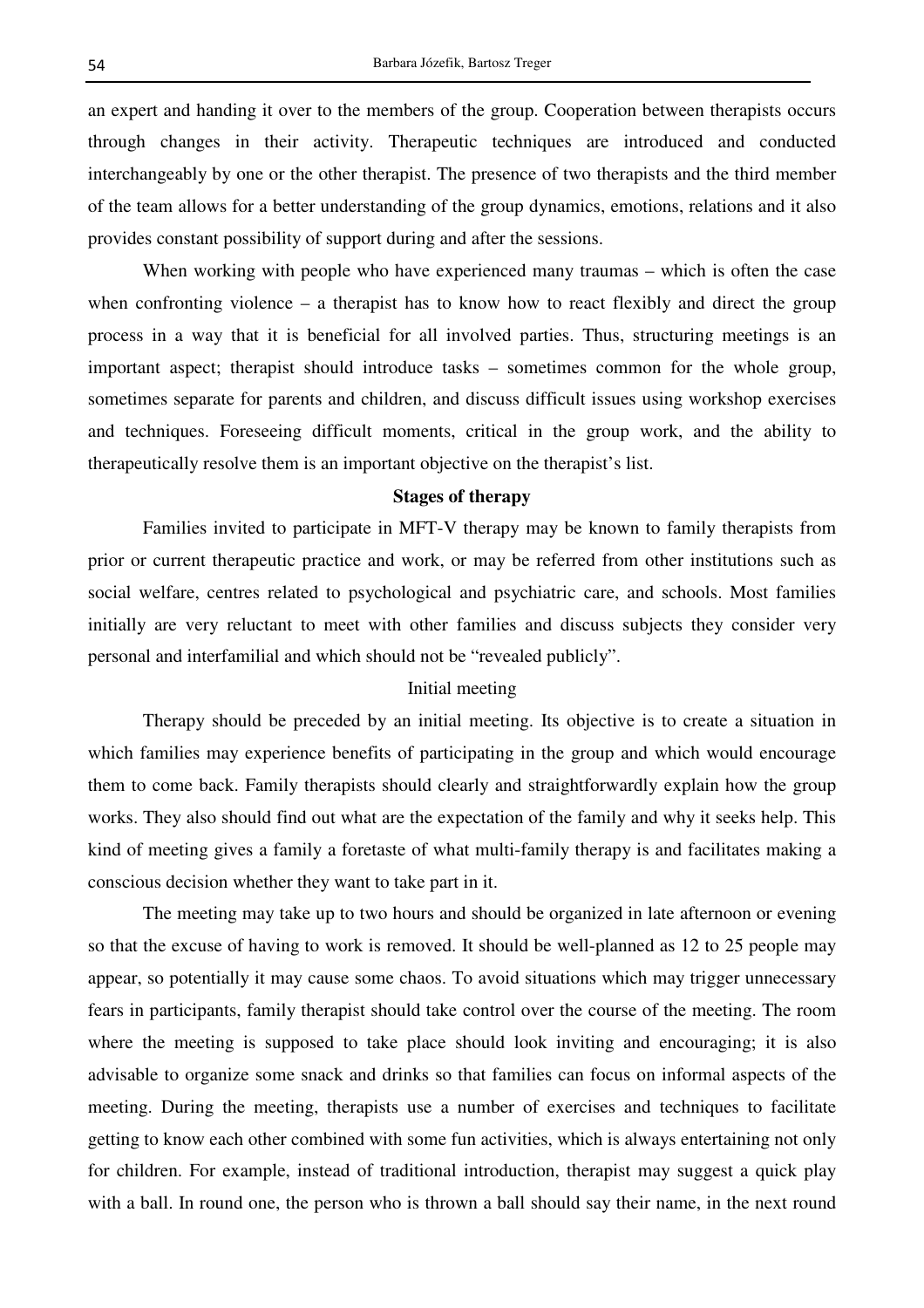an expert and handing it over to the members of the group. Cooperation between therapists occurs through changes in their activity. Therapeutic techniques are introduced and conducted interchangeably by one or the other therapist. The presence of two therapists and the third member of the team allows for a better understanding of the group dynamics, emotions, relations and it also provides constant possibility of support during and after the sessions.

When working with people who have experienced many traumas – which is often the case when confronting violence – a therapist has to know how to react flexibly and direct the group process in a way that it is beneficial for all involved parties. Thus, structuring meetings is an important aspect; therapist should introduce tasks – sometimes common for the whole group, sometimes separate for parents and children, and discuss difficult issues using workshop exercises and techniques. Foreseeing difficult moments, critical in the group work, and the ability to therapeutically resolve them is an important objective on the therapist's list.

## Stages of therapy

Families invited to participate in MFT-V therapy may be known to family therapists from prior or current therapeutic practice and work, or may be referred from other institutions such as social welfare, centres related to psychological and psychiatric care, and schools. Most families initially are very reluctant to meet with other families and discuss subjects they consider very personal and interfamilial and which should not be "revealed publicly".

### Initial meeting

Therapy should be preceded by an initial meeting. Its objective is to create a situation in which families may experience benefits of participating in the group and which would encourage them to come back. Family therapists should clearly and straightforwardly explain how the group works. They also should find out what are the expectation of the family and why it seeks help. This kind of meeting gives a family a foretaste of what multi-family therapy is and facilitates making a conscious decision whether they want to take part in it.

The meeting may take up to two hours and should be organized in late afternoon or evening so that the excuse of having to work is removed. It should be well-planned as 12 to 25 people may appear, so potentially it may cause some chaos. To avoid situations which may trigger unnecessary fears in participants, family therapist should take control over the course of the meeting. The room where the meeting is supposed to take place should look inviting and encouraging; it is also advisable to organize some snack and drinks so that families can focus on informal aspects of the meeting. During the meeting, therapists use a number of exercises and techniques to facilitate getting to know each other combined with some fun activities, which is always entertaining not only for children. For example, instead of traditional introduction, therapist may suggest a quick play with a ball. In round one, the person who is thrown a ball should say their name, in the next round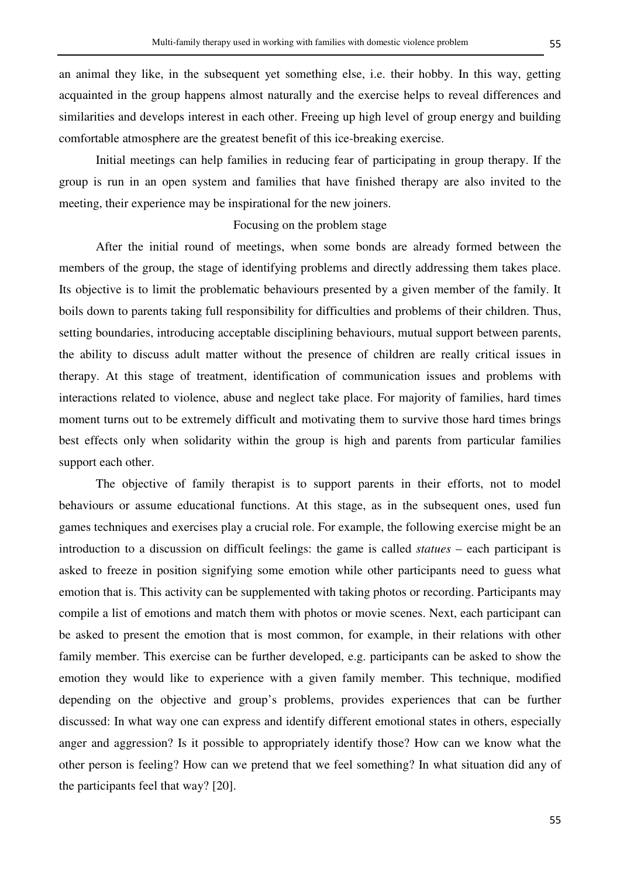an animal they like, in the subsequent yet something else, i.e. their hobby. In this way, getting acquainted in the group happens almost naturally and the exercise helps to reveal differences and similarities and develops interest in each other. Freeing up high level of group energy and building comfortable atmosphere are the greatest benefit of this ice-breaking exercise.

Initial meetings can help families in reducing fear of participating in group therapy. If the group is run in an open system and families that have finished therapy are also invited to the meeting, their experience may be inspirational for the new joiners.

### Focusing on the problem stage

After the initial round of meetings, when some bonds are already formed between the members of the group, the stage of identifying problems and directly addressing them takes place. Its objective is to limit the problematic behaviours presented by a given member of the family. It boils down to parents taking full responsibility for difficulties and problems of their children. Thus, setting boundaries, introducing acceptable disciplining behaviours, mutual support between parents, the ability to discuss adult matter without the presence of children are really critical issues in therapy. At this stage of treatment, identification of communication issues and problems with interactions related to violence, abuse and neglect take place. For majority of families, hard times moment turns out to be extremely difficult and motivating them to survive those hard times brings best effects only when solidarity within the group is high and parents from particular families support each other.

The objective of family therapist is to support parents in their efforts, not to model behaviours or assume educational functions. At this stage, as in the subsequent ones, used fun games techniques and exercises play a crucial role. For example, the following exercise might be an introduction to a discussion on difficult feelings: the game is called *statues* – each participant is asked to freeze in position signifying some emotion while other participants need to guess what emotion that is. This activity can be supplemented with taking photos or recording. Participants may compile a list of emotions and match them with photos or movie scenes. Next, each participant can be asked to present the emotion that is most common, for example, in their relations with other family member. This exercise can be further developed, e.g. participants can be asked to show the emotion they would like to experience with a given family member. This technique, modified depending on the objective and group's problems, provides experiences that can be further discussed: In what way one can express and identify different emotional states in others, especially anger and aggression? Is it possible to appropriately identify those? How can we know what the other person is feeling? How can we pretend that we feel something? In what situation did any of the participants feel that way? [20].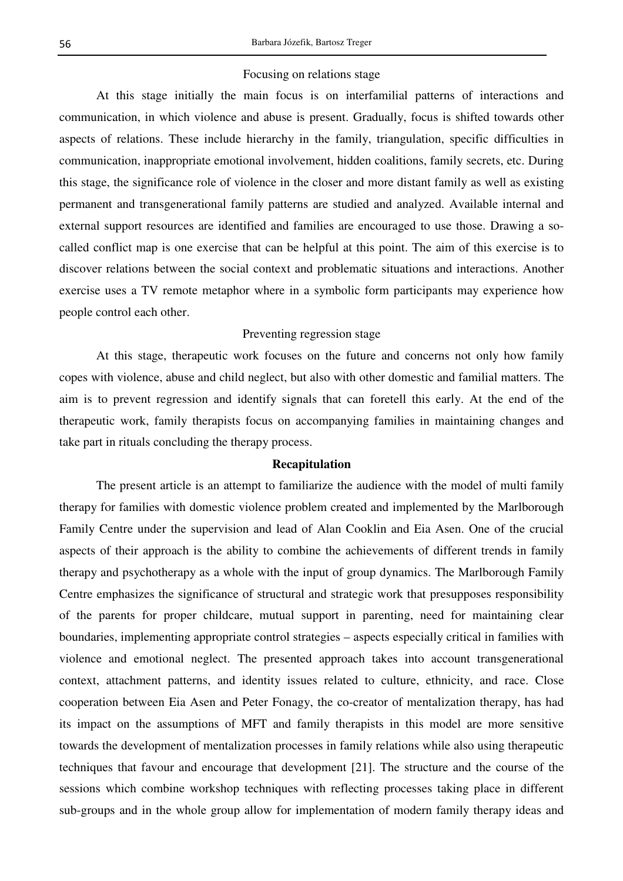### Focusing on relations stage

At this stage initially the main focus is on interfamilial patterns of interactions and communication, in which violence and abuse is present. Gradually, focus is shifted towards other aspects of relations. These include hierarchy in the family, triangulation, specific difficulties in communication, inappropriate emotional involvement, hidden coalitions, family secrets, etc. During this stage, the significance role of violence in the closer and more distant family as well as existing permanent and transgenerational family patterns are studied and analyzed. Available internal and external support resources are identified and families are encouraged to use those. Drawing a so-called conflict map is one exercise that can be helpful at this point. The aim of this exercise is to discover relations between the social context and problematic situations and interactions. Another exercise uses a TV remote metaphor where in a symbolic form participants may experience how people control each other.

### Preventing regression stage

At this stage, therapeutic work focuses on the future and concerns not only how family copes with violence, abuse and child neglect, but also with other domestic and familial matters. The aim is to prevent regression and identify signals that can foretell this early. At the end of the therapeutic work, family therapists focus on accompanying families in maintaining changes and take part in rituals concluding the therapy process.

## Recapitulation

The present article is an attempt to familiarize the audience with the model of multi family therapy for families with domestic violence problem created and implemented by the Marlborough Family Centre under the supervision and lead of Alan Cooklin and Eia Asen. One of the crucial aspects of their approach is the ability to combine the achievements of different trends in family therapy and psychotherapy as a whole with the input of group dynamics. The Marlborough Family Centre emphasizes the significance of structural and strategic work that presupposes responsibility of the parents for proper childcare, mutual support in parenting, need for maintaining clear boundaries, implementing appropriate control strategies – aspects especially critical in families with violence and emotional neglect. The presented approach takes into account transgenerational context, attachment patterns, and identity issues related to culture, ethnicity, and race. Close cooperation between Eia Asen and Peter Fonagy, the co-creator of mentalization therapy, has had its impact on the assumptions of MFT and family therapists in this model are more sensitive towards the development of mentalization processes in family relations while also using therapeutic techniques that favour and encourage that development [21]. The structure and the course of the sessions which combine workshop techniques with reflecting processes taking place in different sub-groups and in the whole group allow for implementation of modern family therapy ideas and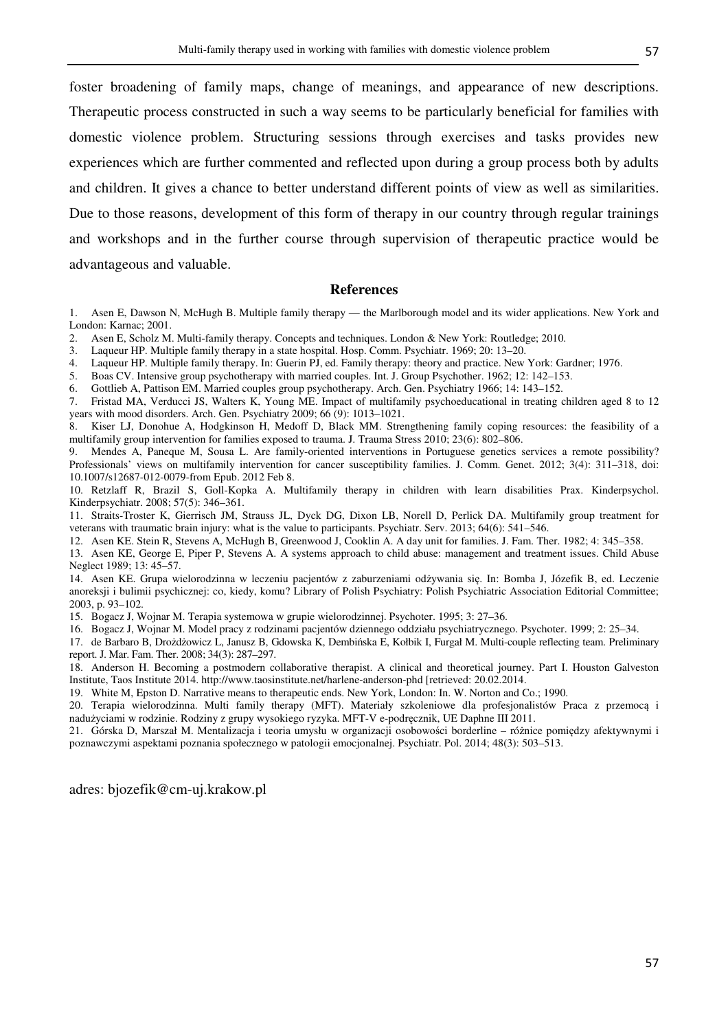foster broadening of family maps, change of meanings, and appearance of new descriptions. Therapeutic process constructed in such a way seems to be particularly beneficial for families with domestic violence problem. Structuring sessions through exercises and tasks provides new experiences which are further commented and reflected upon during a group process both by adults and children. It gives a chance to better understand different points of view as well as similarities. Due to those reasons, development of this form of therapy in our country through regular trainings and workshops and in the further course through supervision of therapeutic practice would be advantageous and valuable.

## References

1. Asen E, Dawson N, McHugh B. Multiple family therapy — the Marlborough model and its wider applications. New York and London: Karnac; 2001.
2. Asen E, Scholz M. Multi-family therapy. Concepts and techniques. London & New York: Routledge; 2010.
3. Laqueur HP. Multiple family therapy in a state hospital. Hosp. Comm. Psychiatr. 1969; 20: 13–20.
4. Laqueur HP. Multiple family therapy. In: Guerin PJ, ed. Family therapy: theory and practice. New York: Gardner; 1976.
5. Boas CV. Intensive group psychotherapy with married couples. Int. J. Group Psychother. 1962; 12: 142–153.
6. Gottlieb A, Pattison EM. Married couples group psychotherapy. Arch. Gen. Psychiatry 1966; 14: 143–152.
7. Fristad MA, Verducci JS, Walters K, Young ME. Impact of multifamily psychoeducational in treating children aged 8 to 12 years with mood disorders. Arch. Gen. Psychiatry 2009; 66 (9): 1013–1021.
8. Kiser LJ, Donohue A, Hodgkinson H, Medoff D, Black MM. Strengthening family coping resources: the feasibility of a multifamily group intervention for families exposed to trauma. J. Trauma Stress 2010; 23(6): 802–806.
9. Mendes A, Paneque M, Sousa L. Are family-oriented interventions in Portuguese genetics services a remote possibility? Professionals' views on multifamily intervention for cancer susceptibility families. J. Comm. Genet. 2012; 3(4): 311–318, doi: 10.1007/s12687-012-0079-from Epub. 2012 Feb 8.
10. Retzlaff R, Brazil S, Goll-Kopka A. Multifamily therapy in children with learn disabilities Prax. Kinderpsychol. Kinderpsychiatr. 2008; 57(5): 346–361.
11. Straits-Troster K, Gierrisch JM, Strauss JL, Dyck DG, Dixon LB, Norell D, Perlick DA. Multifamily group treatment for veterans with traumatic brain injury: what is the value to participants. Psychiatr. Serv. 2013; 64(6): 541–546.
12. Asen KE. Stein R, Stevens A, McHugh B, Greenwood J, Cooklin A. A day unit for families. J. Fam. Ther. 1982; 4: 345–358.
13. Asen KE, George E, Piper P, Stevens A. A systems approach to child abuse: management and treatment issues. Child Abuse Neglect 1989; 13: 45–57.
14. Asen KE. Grupa wielorodzinna w leczeniu pacjentów z zaburzeniami odżywania się. In: Bomba J, Józefik B, ed. Leczenie anoreksji i bulimii psychicznej: co, kiedy, komu? Library of Polish Psychiatry: Polish Psychiatric Association Editorial Committee; 2003, p. 93–102.
15. Bogacz J, Wojnar M. Terapia systemowa w grupie wielorodzinnej. Psychoter. 1995; 3: 27–36.
16. Bogacz J, Wojnar M. Model pracy z rodzinami pacjentów dziennego oddziału psychiatrycznego. Psychoter. 1999; 2: 25–34.
17. de Barbaro B, Drożdżowicz L, Janusz B, Gdowska K, Dembińska E, Kołbik I, Furgał M. Multi-couple reflecting team. Preliminary report. J. Mar. Fam. Ther. 2008; 34(3): 287–297.
18. Anderson H. Becoming a postmodern collaborative therapist. A clinical and theoretical journey. Part I. Houston Galveston Institute, Taos Institute 2014. http://www.taosinstitute.net/harlene-anderson-phd [retrieved: 20.02.2014.
19. White M, Epston D. Narrative means to therapeutic ends. New York, London: In. W. Norton and Co.; 1990.
20. Terapia wielorodzinna. Multi family therapy (MFT). Materiały szkoleniowe dla profesjonalistów Praca z przemocą i nadużyciami w rodzinie. Rodziny z grupy wysokiego ryzyka. MFT-V e-podręcznik, UE Daphne III 2011.
21. Górska D, Marszał M. Mentalizacja i teoria umysłu w organizacji osobowości borderline – różnice pomiędzy afektywnymi i poznawczymi aspektami poznania społecznego w patologii emocjonalnej. Psychiatr. Pol. 2014; 48(3): 503–513.

adres: bjozefik@cm-uj.krakow.pl